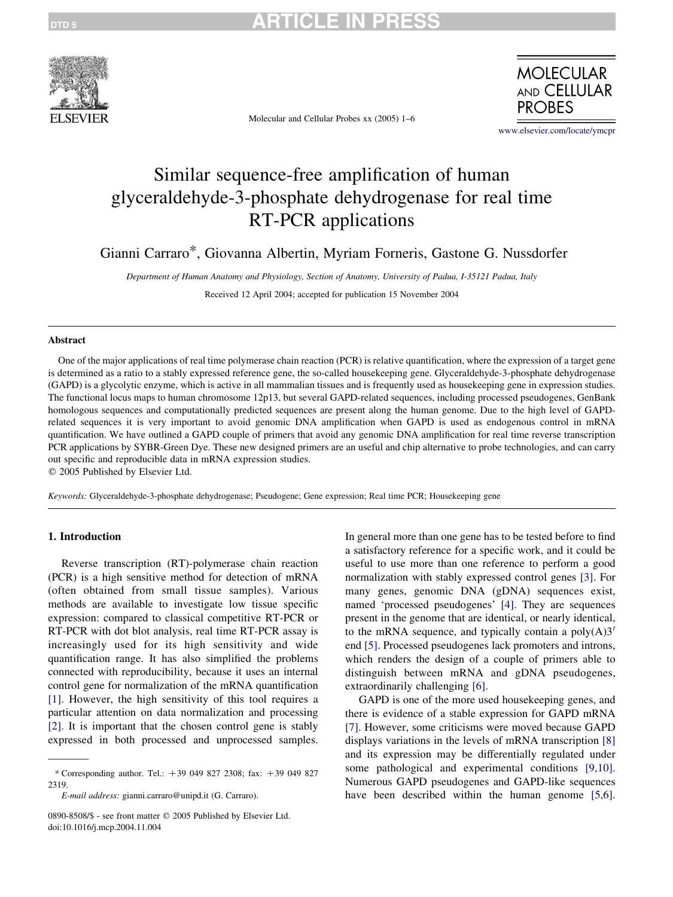Molecular and Cellular Probes xx (2005) 1–6

# Similar sequence-free amplification of human glyceraldehyde-3-phosphate dehydrogenase for real time RT-PCR applications

Gianni Carraro*, Giovanna Albertin, Myriam Forneris, Gastone G. Nussdorfer

*Department of Human Anatomy and Physiology, Section of Anatomy, University of Padua, I-35121 Padua, Italy*

Received 12 April 2004; accepted for publication 15 November 2004

## Abstract

One of the major applications of real time polymerase chain reaction (PCR) is relative quantification, where the expression of a target gene is determined as a ratio to a stably expressed reference gene, the so-called housekeeping gene. Glyceraldehyde-3-phosphate dehydrogenase (GAPD) is a glycolytic enzyme, which is active in all mammalian tissues and is frequently used as housekeeping gene in expression studies. The functional locus maps to human chromosome 12p13, but several GAPD-related sequences, including processed pseudogenes, GenBank homologous sequences and computationally predicted sequences are present along the human genome. Due to the high level of GAPD-related sequences it is very important to avoid genomic DNA amplification when GAPD is used as endogenous control in mRNA quantification. We have outlined a GAPD couple of primers that avoid any genomic DNA amplification for real time reverse transcription PCR applications by SYBR-Green Dye. These new designed primers are an useful and chip alternative to probe technologies, and can carry out specific and reproducible data in mRNA expression studies.

© 2005 Published by Elsevier Ltd.

*Keywords:* Glyceraldehyde-3-phosphate dehydrogenase; Pseudogene; Gene expression; Real time PCR; Housekeeping gene

## 1. Introduction

Reverse transcription (RT)-polymerase chain reaction (PCR) is a high sensitive method for detection of mRNA (often obtained from small tissue samples). Various methods are available to investigate low tissue specific expression: compared to classical competitive RT-PCR or RT-PCR with dot blot analysis, real time RT-PCR assay is increasingly used for its high sensitivity and wide quantification range. It has also simplified the problems connected with reproducibility, because it uses an internal control gene for normalization of the mRNA quantification [1]. However, the high sensitivity of this tool requires a particular attention on data normalization and processing [2]. It is important that the chosen control gene is stably expressed in both processed and unprocessed samples. In general more than one gene has to be tested before to find a satisfactory reference for a specific work, and it could be useful to use more than one reference to perform a good normalization with stably expressed control genes [3]. For many genes, genomic DNA (gDNA) sequences exist, named 'processed pseudogenes' [4]. They are sequences present in the genome that are identical, or nearly identical, to the mRNA sequence, and typically contain a poly(A)3′ end [5]. Processed pseudogenes lack promoters and introns, which renders the design of a couple of primers able to distinguish between mRNA and gDNA pseudogenes, extraordinarily challenging [6].

GAPD is one of the more used housekeeping genes, and there is evidence of a stable expression for GAPD mRNA [7]. However, some criticisms were moved because GAPD displays variations in the levels of mRNA transcription [8] and its expression may be differentially regulated under some pathological and experimental conditions [9,10]. Numerous GAPD pseudogenes and GAPD-like sequences have been described within the human genome [5,6].

---

* Corresponding author. Tel.: +39 049 827 2308; fax: +39 049 827 2319.

*E-mail address:* gianni.carraro@unipd.it (G. Carraro).

0890-8508/$ - see front matter © 2005 Published by Elsevier Ltd.
doi:10.1016/j.mcp.2004.11.004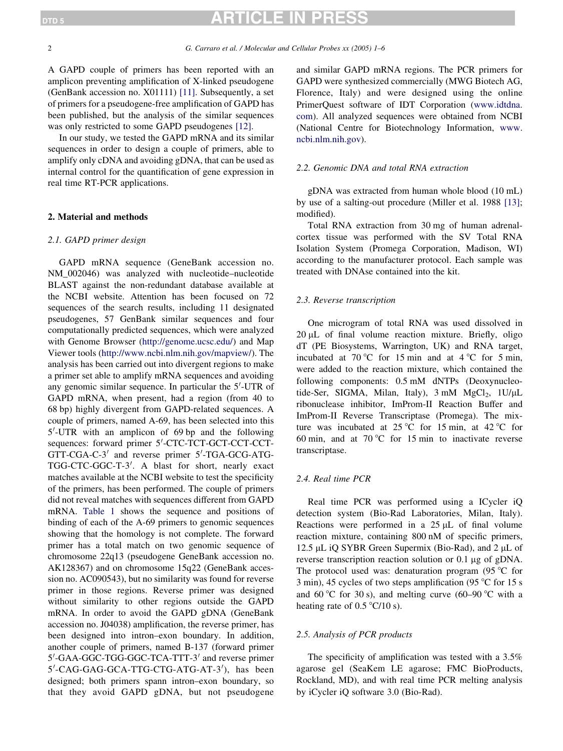A GAPD couple of primers has been reported with an amplicon preventing amplification of X-linked pseudogene (GenBank accession no. X01111) [11]. Subsequently, a set of primers for a pseudogene-free amplification of GAPD has been published, but the analysis of the similar sequences was only restricted to some GAPD pseudogenes [12].

In our study, we tested the GAPD mRNA and its similar sequences in order to design a couple of primers, able to amplify only cDNA and avoiding gDNA, that can be used as internal control for the quantification of gene expression in real time RT-PCR applications.

## 2. Material and methods

### 2.1. GAPD primer design

GAPD mRNA sequence (GeneBank accession no. NM_002046) was analyzed with nucleotide–nucleotide BLAST against the non-redundant database available at the NCBI website. Attention has been focused on 72 sequences of the search results, including 11 designated pseudogenes, 57 GenBank similar sequences and four computationally predicted sequences, which were analyzed with Genome Browser (http://genome.ucsc.edu/) and Map Viewer tools (http://www.ncbi.nlm.nih.gov/mapview/). The analysis has been carried out into divergent regions to make a primer set able to amplify mRNA sequences and avoiding any genomic similar sequence. In particular the 5′-UTR of GAPD mRNA, when present, had a region (from 40 to 68 bp) highly divergent from GAPD-related sequences. A couple of primers, named A-69, has been selected into this 5′-UTR with an amplicon of 69 bp and the following sequences: forward primer 5′-CTC-TCT-GCT-CCT-CCT-GTT-CGA-C-3′ and reverse primer 5′-TGA-GCG-ATG-TGG-CTC-GGC-T-3′. A blast for short, nearly exact matches available at the NCBI website to test the specificity of the primers, has been performed. The couple of primers did not reveal matches with sequences different from GAPD mRNA. Table 1 shows the sequence and positions of binding of each of the A-69 primers to genomic sequences showing that the homology is not complete. The forward primer has a total match on two genomic sequence of chromosome 22q13 (pseudogene GeneBank accession no. AK128367) and on chromosome 15q22 (GeneBank accession no. AC090543), but no similarity was found for reverse primer in those regions. Reverse primer was designed without similarity to other regions outside the GAPD mRNA. In order to avoid the GAPD gDNA (GeneBank accession no. J04038) amplification, the reverse primer, has been designed into intron–exon boundary. In addition, another couple of primers, named B-137 (forward primer 5′-GAA-GGC-TGG-GGC-TCA-TTT-3′ and reverse primer 5′-CAG-GAG-GCA-TTG-CTG-ATG-AT-3′), has been designed; both primers spann intron–exon boundary, so that they avoid GAPD gDNA, but not pseudogene and similar GAPD mRNA regions. The PCR primers for GAPD were synthesized commercially (MWG Biotech AG, Florence, Italy) and were designed using the online PrimerQuest software of IDT Corporation (www.idtdna.com). All analyzed sequences were obtained from NCBI (National Centre for Biotechnology Information, www.ncbi.nlm.nih.gov).

### 2.2. Genomic DNA and total RNA extraction

gDNA was extracted from human whole blood (10 mL) by use of a salting-out procedure (Miller et al. 1988 [13]; modified).

Total RNA extraction from 30 mg of human adrenal-cortex tissue was performed with the SV Total RNA Isolation System (Promega Corporation, Madison, WI) according to the manufacturer protocol. Each sample was treated with DNAse contained into the kit.

### 2.3. Reverse transcription

One microgram of total RNA was used dissolved in 20 μL of final volume reaction mixture. Briefly, oligo dT (PE Biosystems, Warrington, UK) and RNA target, incubated at 70 °C for 15 min and at 4 °C for 5 min, were added to the reaction mixture, which contained the following components: 0.5 mM dNTPs (Deoxynucleotide-Ser, SIGMA, Milan, Italy), 3 mM $MgCl_2$, 1U/μL ribonuclease inhibitor, ImProm-II Reaction Buffer and ImProm-II Reverse Transcriptase (Promega). The mixture was incubated at 25 °C for 15 min, at 42 °C for 60 min, and at 70 °C for 15 min to inactivate reverse transcriptase.

### 2.4. Real time PCR

Real time PCR was performed using a ICycler iQ detection system (Bio-Rad Laboratories, Milan, Italy). Reactions were performed in a 25 μL of final volume reaction mixture, containing 800 nM of specific primers, 12.5 μL iQ SYBR Green Supermix (Bio-Rad), and 2 μL of reverse transcription reaction solution or 0.1 μg of gDNA. The protocol used was: denaturation program (95 °C for 3 min), 45 cycles of two steps amplification (95 °C for 15 s and 60 °C for 30 s), and melting curve (60–90 °C with a heating rate of 0.5 °C/10 s).

### 2.5. Analysis of PCR products

The specificity of amplification was tested with a 3.5% agarose gel (SeaKem LE agarose; FMC BioProducts, Rockland, MD), and with real time PCR melting analysis by iCycler iQ software 3.0 (Bio-Rad).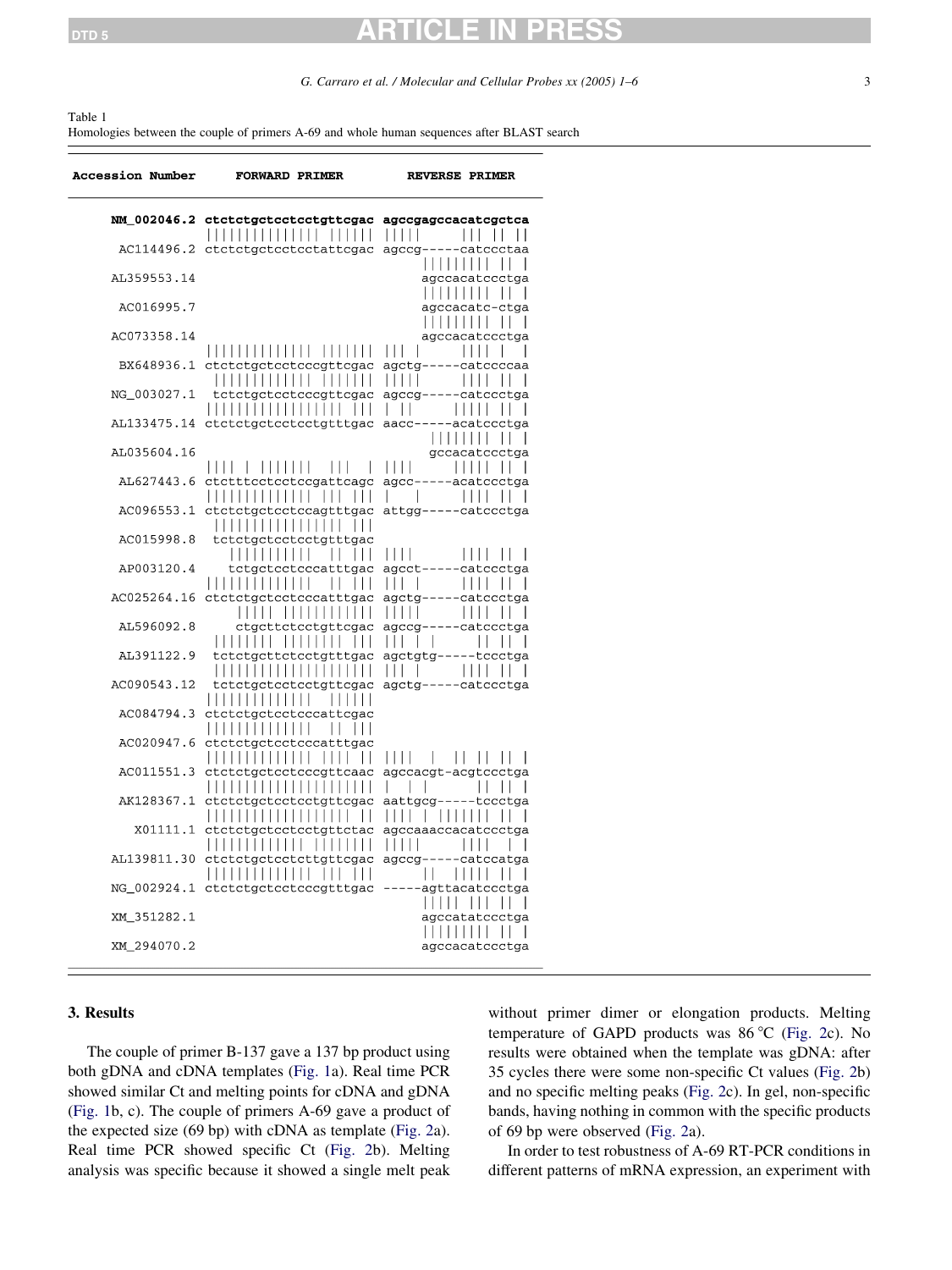Table 1
Homologies between the couple of primers A-69 and whole human sequences after BLAST search

| Accession Number | FORWARD PRIMER | REVERSE PRIMER |
|---|---|---|
| **NM_002046.2** | **ctctctgctcctcctgttcgac** | **agccgagccacatcgctca** |
| AC114496.2 | ctctctgctcctcctattcgac | agccg-----catccctaa |
| AL359553.14 | | agccacatccctga |
| AC016995.7 | | agccacatc-ctga |
| AC073358.14 | | agccacatccctga |
| BX648936.1 | ctctctgctcctcccgttcgac | agctg-----catccccaa |
| NG_003027.1 | tctctgctcctcccgttcgac | agccg-----catccctga |
| AL133475.14 | ctctctgctcctcctgtttgac | aacc-----acatccctga |
| AL035604.16 | | gccacatccctga |
| AL627443.6 | ctctttcctcctccgattcagc | agcc-----acatccctga |
| AC096553.1 | ctctctgctcctccagtttgac | attgg-----catccctga |
| AC015998.8 | tctctgctcctcctgtttgac | |
| AP003120.4 | tctgctcctcccatttgac | agcct-----catccctga |
| AC025264.16 | ctctctgctcctcccatttgac | agctg-----catccctga |
| AL596092.8 | ctgcttctcctgttcgac | agccg-----catccctga |
| AL391122.9 | tctctgcttctcctgtttgac | agctgtg-----tccctga |
| AC090543.12 | tctctgctcctcctgttcgac | agctg-----catccctga |
| AC084794.3 | ctctctgctcctcccattcgac | |
| AC020947.6 | ctctctgctcctcccatttgac | |
| AC011551.3 | ctctctgctcctcccgttcaac | agccacgt-acgtccctga |
| AK128367.1 | ctctctgctcctcctgttcgac | aattgcg-----tccctga |
| X01111.1 | ctctctgctcctcctgttctac | agccaaaccacatccctga |
| AL139811.30 | ctctctgctcctcttgttcgac | agccg-----catccatga |
| NG_002924.1 | ctctctgctcctcccgtttgac | -----agttacatccctga |
| XM_351282.1 | | agccatatccctga |
| XM_294070.2 | | agccacatccctga |

## 3. Results

The couple of primer B-137 gave a 137 bp product using both gDNA and cDNA templates (Fig. 1a). Real time PCR showed similar Ct and melting points for cDNA and gDNA (Fig. 1b, c). The couple of primers A-69 gave a product of the expected size (69 bp) with cDNA as template (Fig. 2a). Real time PCR showed specific Ct (Fig. 2b). Melting analysis was specific because it showed a single melt peak without primer dimer or elongation products. Melting temperature of GAPD products was 86 °C (Fig. 2c). No results were obtained when the template was gDNA: after 35 cycles there were some non-specific Ct values (Fig. 2b) and no specific melting peaks (Fig. 2c). In gel, non-specific bands, having nothing in common with the specific products of 69 bp were observed (Fig. 2a).

In order to test robustness of A-69 RT-PCR conditions in different patterns of mRNA expression, an experiment with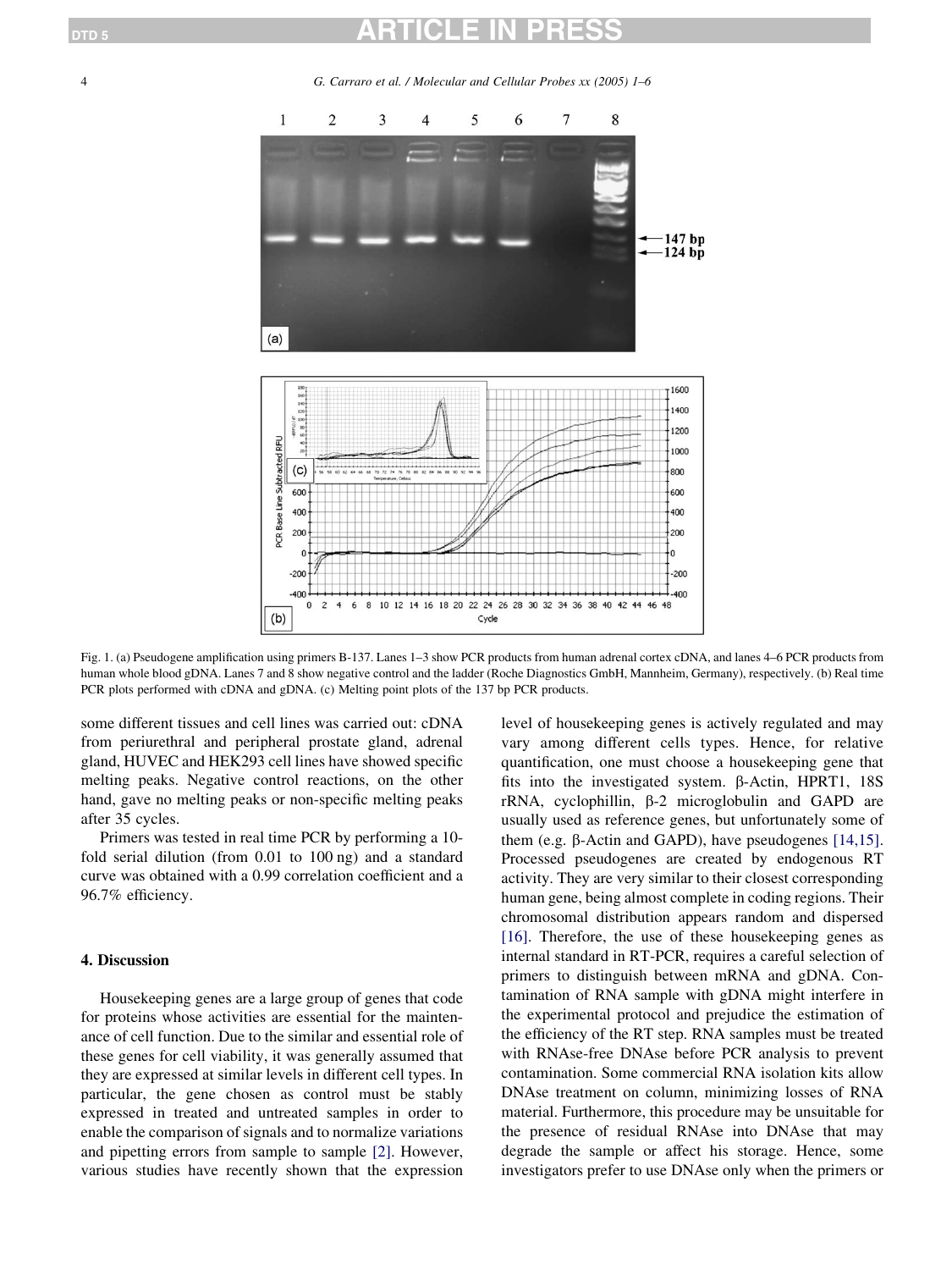Fig. 1. (a) Pseudogene amplification using primers B-137. Lanes 1–3 show PCR products from human adrenal cortex cDNA, and lanes 4–6 PCR products from human whole blood gDNA. Lanes 7 and 8 show negative control and the ladder (Roche Diagnostics GmbH, Mannheim, Germany), respectively. (b) Real time PCR plots performed with cDNA and gDNA. (c) Melting point plots of the 137 bp PCR products.

some different tissues and cell lines was carried out: cDNA from periurethral and peripheral prostate gland, adrenal gland, HUVEC and HEK293 cell lines have showed specific melting peaks. Negative control reactions, on the other hand, gave no melting peaks or non-specific melting peaks after 35 cycles.

Primers was tested in real time PCR by performing a 10-fold serial dilution (from 0.01 to 100 ng) and a standard curve was obtained with a 0.99 correlation coefficient and a 96.7% efficiency.

## 4. Discussion

Housekeeping genes are a large group of genes that code for proteins whose activities are essential for the maintenance of cell function. Due to the similar and essential role of these genes for cell viability, it was generally assumed that they are expressed at similar levels in different cell types. In particular, the gene chosen as control must be stably expressed in treated and untreated samples in order to enable the comparison of signals and to normalize variations and pipetting errors from sample to sample [2]. However, various studies have recently shown that the expression level of housekeeping genes is actively regulated and may vary among different cells types. Hence, for relative quantification, one must choose a housekeeping gene that fits into the investigated system. β-Actin, HPRT1, 18S rRNA, cyclophillin, β-2 microglobulin and GAPD are usually used as reference genes, but unfortunately some of them (e.g. β-Actin and GAPD), have pseudogenes [14,15]. Processed pseudogenes are created by endogenous RT activity. They are very similar to their closest corresponding human gene, being almost complete in coding regions. Their chromosomal distribution appears random and dispersed [16]. Therefore, the use of these housekeeping genes as internal standard in RT-PCR, requires a careful selection of primers to distinguish between mRNA and gDNA. Contamination of RNA sample with gDNA might interfere in the experimental protocol and prejudice the estimation of the efficiency of the RT step. RNA samples must be treated with RNAse-free DNAse before PCR analysis to prevent contamination. Some commercial RNA isolation kits allow DNAse treatment on column, minimizing losses of RNA material. Furthermore, this procedure may be unsuitable for the presence of residual RNAse into DNAse that may degrade the sample or affect his storage. Hence, some investigators prefer to use DNAse only when the primers or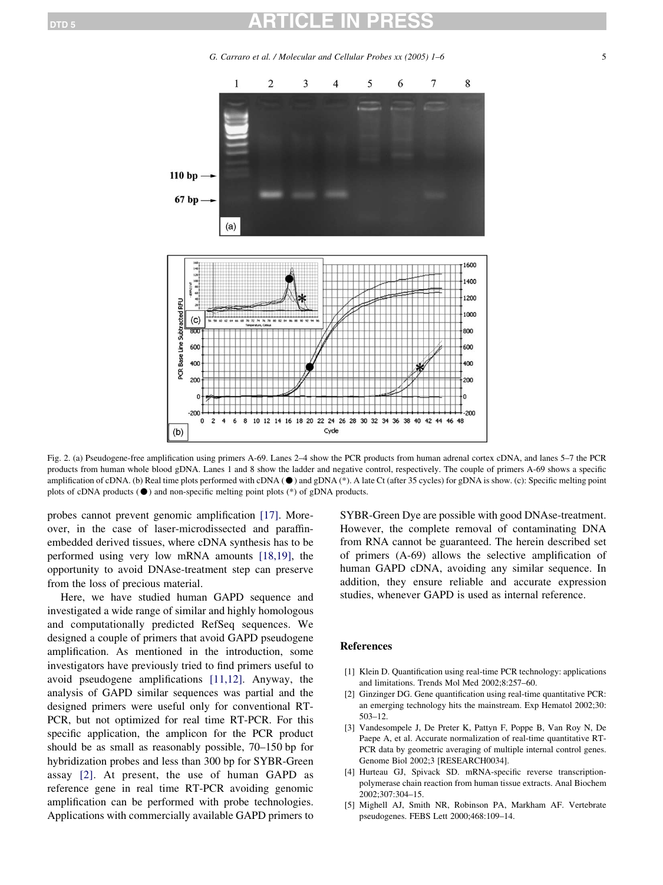Fig. 2. (a) Pseudogene-free amplification using primers A-69. Lanes 2–4 show the PCR products from human adrenal cortex cDNA, and lanes 5–7 the PCR products from human whole blood gDNA. Lanes 1 and 8 show the ladder and negative control, respectively. The couple of primers A-69 shows a specific amplification of cDNA. (b) Real time plots performed with cDNA (●) and gDNA (*). A late Ct (after 35 cycles) for gDNA is show. (c): Specific melting point plots of cDNA products (●) and non-specific melting point plots (*) of gDNA products.

probes cannot prevent genomic amplification [17]. Moreover, in the case of laser-microdissected and paraffin-embedded derived tissues, where cDNA synthesis has to be performed using very low mRNA amounts [18,19], the opportunity to avoid DNAse-treatment step can preserve from the loss of precious material.

Here, we have studied human GAPD sequence and investigated a wide range of similar and highly homologous and computationally predicted RefSeq sequences. We designed a couple of primers that avoid GAPD pseudogene amplification. As mentioned in the introduction, some investigators have previously tried to find primers useful to avoid pseudogene amplifications [11,12]. Anyway, the analysis of GAPD similar sequences was partial and the designed primers were useful only for conventional RT-PCR, but not optimized for real time RT-PCR. For this specific application, the amplicon for the PCR product should be as small as reasonably possible, 70–150 bp for hybridization probes and less than 300 bp for SYBR-Green assay [2]. At present, the use of human GAPD as reference gene in real time RT-PCR avoiding genomic amplification can be performed with probe technologies. Applications with commercially available GAPD primers to SYBR-Green Dye are possible with good DNAse-treatment. However, the complete removal of contaminating DNA from RNA cannot be guaranteed. The herein described set of primers (A-69) allows the selective amplification of human GAPD cDNA, avoiding any similar sequence. In addition, they ensure reliable and accurate expression studies, whenever GAPD is used as internal reference.

## References

[1] Klein D. Quantification using real-time PCR technology: applications and limitations. Trends Mol Med 2002;8:257–60.

[2] Ginzinger DG. Gene quantification using real-time quantitative PCR: an emerging technology hits the mainstream. Exp Hematol 2002;30: 503–12.

[3] Vandesompele J, De Preter K, Pattyn F, Poppe B, Van Roy N, De Paepe A, et al. Accurate normalization of real-time quantitative RT-PCR data by geometric averaging of multiple internal control genes. Genome Biol 2002;3 [RESEARCH0034].

[4] Hurteau GJ, Spivack SD. mRNA-specific reverse transcription-polymerase chain reaction from human tissue extracts. Anal Biochem 2002;307:304–15.

[5] Mighell AJ, Smith NR, Robinson PA, Markham AF. Vertebrate pseudogenes. FEBS Lett 2000;468:109–14.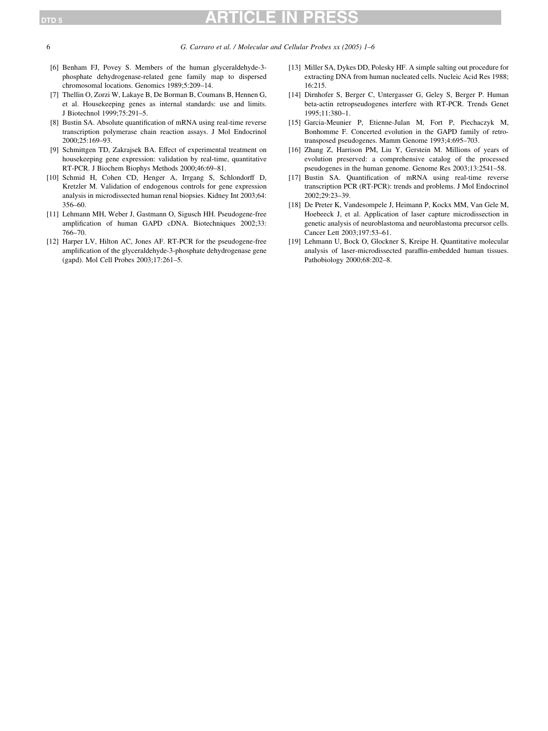[6] Benham FJ, Povey S. Members of the human glyceraldehyde-3-phosphate dehydrogenase-related gene family map to dispersed chromosomal locations. Genomics 1989;5:209–14.

[7] Thellin O, Zorzi W, Lakaye B, De Borman B, Coumans B, Hennen G, et al. Housekeeping genes as internal standards: use and limits. J Biotechnol 1999;75:291–5.

[8] Bustin SA. Absolute quantification of mRNA using real-time reverse transcription polymerase chain reaction assays. J Mol Endocrinol 2000;25:169–93.

[9] Schmittgen TD, Zakrajsek BA. Effect of experimental treatment on housekeeping gene expression: validation by real-time, quantitative RT-PCR. J Biochem Biophys Methods 2000;46:69–81.

[10] Schmid H, Cohen CD, Henger A, Irrgang S, Schlondorff D, Kretzler M. Validation of endogenous controls for gene expression analysis in microdissected human renal biopsies. Kidney Int 2003;64: 356–60.

[11] Lehmann MH, Weber J, Gastmann O, Sigusch HH. Pseudogene-free amplification of human GAPD cDNA. Biotechniques 2002;33: 766–70.

[12] Harper LV, Hilton AC, Jones AF. RT-PCR for the pseudogene-free amplification of the glyceraldehyde-3-phosphate dehydrogenase gene (gapd). Mol Cell Probes 2003;17:261–5.

[13] Miller SA, Dykes DD, Polesky HF. A simple salting out procedure for extracting DNA from human nucleated cells. Nucleic Acid Res 1988; 16:215.

[14] Dirnhofer S, Berger C, Untergasser G, Geley S, Berger P. Human beta-actin retropseudogenes interfere with RT-PCR. Trends Genet 1995;11:380–1.

[15] Garcia-Meunier P, Etienne-Julan M, Fort P, Piechaczyk M, Bonhomme F. Concerted evolution in the GAPD family of retro-transposed pseudogenes. Mamm Genome 1993;4:695–703.

[16] Zhang Z, Harrison PM, Liu Y, Gerstein M. Millions of years of evolution preserved: a comprehensive catalog of the processed pseudogenes in the human genome. Genome Res 2003;13:2541–58.

[17] Bustin SA. Quantification of mRNA using real-time reverse transcription PCR (RT-PCR): trends and problems. J Mol Endocrinol 2002;29:23–39.

[18] De Preter K, Vandesompele J, Heimann P, Kockx MM, Van Gele M, Hoebeeck J, et al. Application of laser capture microdissection in genetic analysis of neuroblastoma and neuroblastoma precursor cells. Cancer Lett 2003;197:53–61.

[19] Lehmann U, Bock O, Glockner S, Kreipe H. Quantitative molecular analysis of laser-microdissected paraffin-embedded human tissues. Pathobiology 2000;68:202–8.